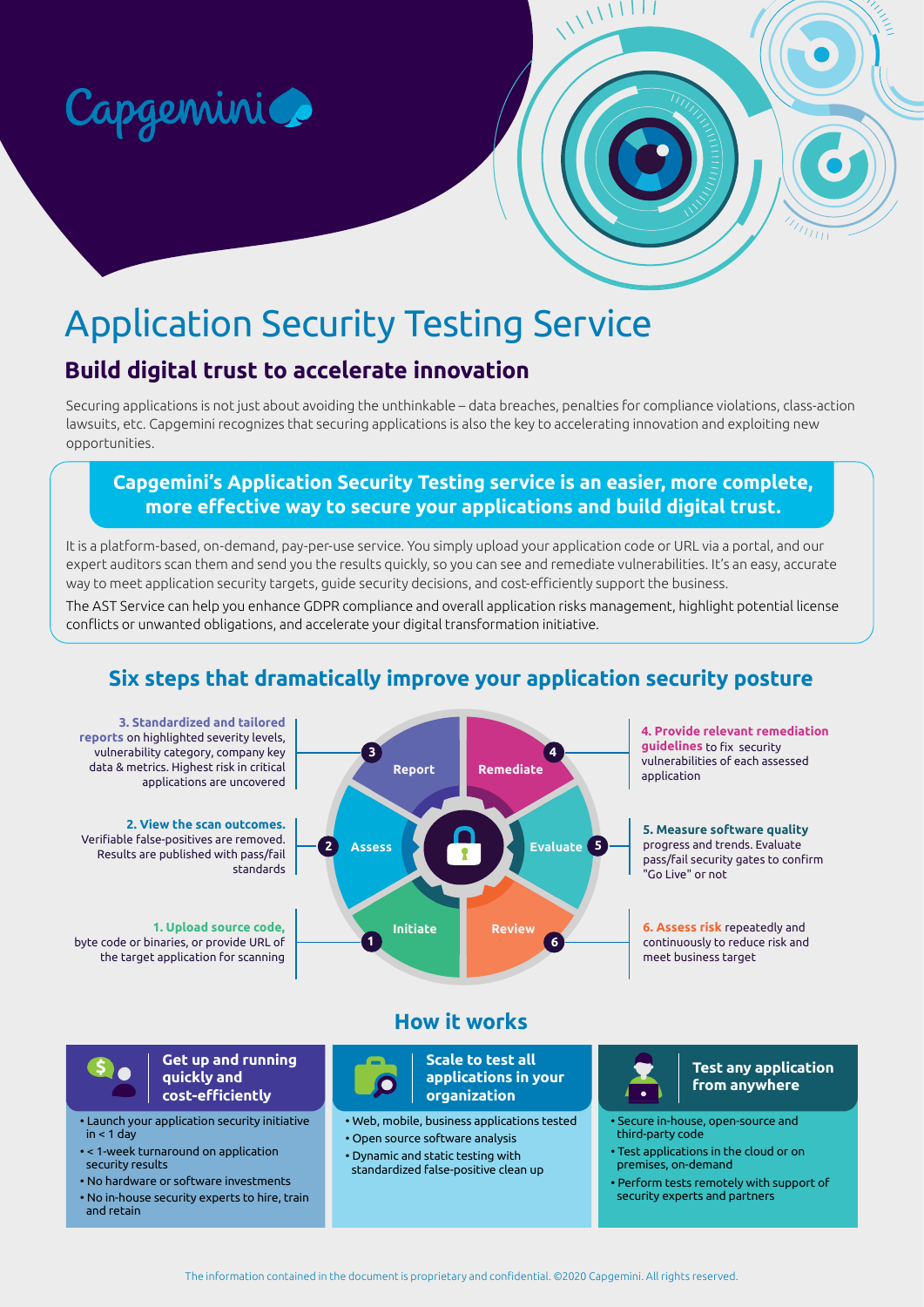Capgemini

# Application Security Testing Service

## Build digital trust to accelerate innovation

Securing applications is not just about avoiding the unthinkable – data breaches, penalties for compliance violations, class-action lawsuits, etc. Capgemini recognizes that securing applications is also the key to accelerating innovation and exploiting new opportunities.

**Capgemini's Application Security Testing service is an easier, more complete, more effective way to secure your applications and build digital trust.**

It is a platform-based, on-demand, pay-per-use service. You simply upload your application code or URL via a portal, and our expert auditors scan them and send you the results quickly, so you can see and remediate vulnerabilities. It's an easy, accurate way to meet application security targets, guide security decisions, and cost-efficiently support the business.

The AST Service can help you enhance GDPR compliance and overall application risks management, highlight potential license conflicts or unwanted obligations, and accelerate your digital transformation initiative.

## Six steps that dramatically improve your application security posture

1. **Initiate** – **Upload source code,** byte code or binaries, or provide URL of the target application for scanning
2. **Assess** – **View the scan outcomes.** Verifiable false-positives are removed. Results are published with pass/fail standards
3. **Report** – **Standardized and tailored reports** on highlighted severity levels, vulnerability category, company key data & metrics. Highest risk in critical applications are uncovered
4. **Remediate** – **Provide relevant remediation guidelines** to fix security vulnerabilities of each assessed application
5. **Evaluate** – **Measure software quality** progress and trends. Evaluate pass/fail security gates to confirm "Go Live" or not
6. **Review** – **Assess risk** repeatedly and continuously to reduce risk and meet business target

## How it works

### Get up and running quickly and cost-efficiently

- Launch your application security initiative in < 1 day
- < 1-week turnaround on application security results
- No hardware or software investments
- No in-house security experts to hire, train and retain

### Scale to test all applications in your organization

- Web, mobile, business applications tested
- Open source software analysis
- Dynamic and static testing with standardized false-positive clean up

### Test any application from anywhere

- Secure in-house, open-source and third-party code
- Test applications in the cloud or on premises, on-demand
- Perform tests remotely with support of security experts and partners

The information contained in the document is proprietary and confidential. ©2020 Capgemini. All rights reserved.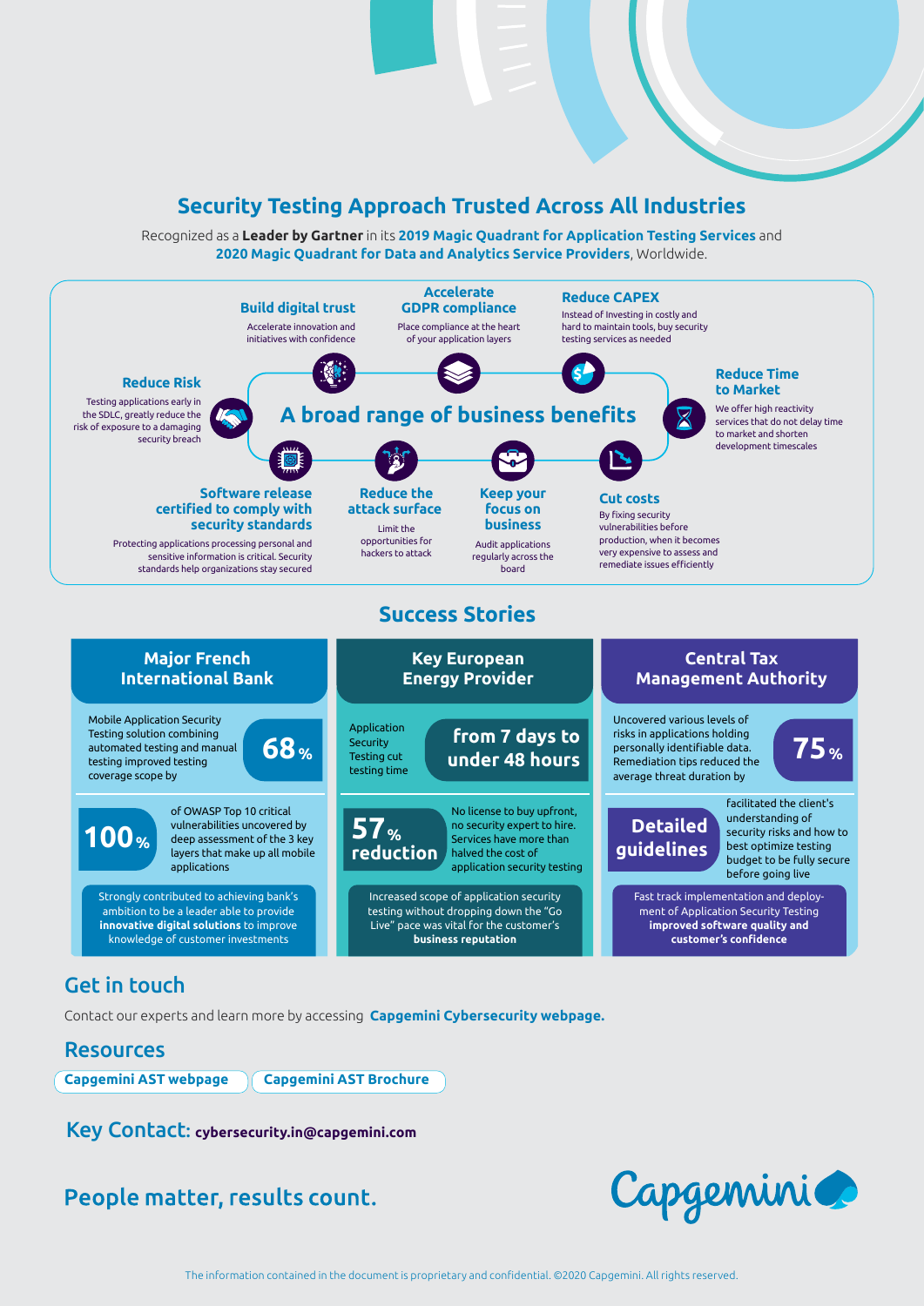## Security Testing Approach Trusted Across All Industries

Recognized as a **Leader by Gartner** in its **2019 Magic Quadrant for Application Testing Services** and **2020 Magic Quadrant for Data and Analytics Service Providers**, Worldwide.

### A broad range of business benefits

**Build digital trust**
Accelerate innovation and initiatives with confidence

**Accelerate GDPR compliance**
Place compliance at the heart of your application layers

**Reduce CAPEX**
Instead of Investing in costly and hard to maintain tools, buy security testing services as needed

**Reduce Risk**
Testing applications early in the SDLC, greatly reduce the risk of exposure to a damaging security breach

**Reduce Time to Market**
We offer high reactivity services that do not delay time to market and shorten development timescales

**Software release certified to comply with security standards**
Protecting applications processing personal and sensitive information is critical. Security standards help organizations stay secured

**Reduce the attack surface**
Limit the opportunities for hackers to attack

**Keep your focus on business**
Audit applications regularly across the board

**Cut costs**
By fixing security vulnerabilities before production, when it becomes very expensive to assess and remediate issues efficiently

## Success Stories

### Major French International Bank

**68%** — Mobile Application Security Testing solution combining automated testing and manual testing improved testing coverage scope by

**100%** of OWASP Top 10 critical vulnerabilities uncovered by deep assessment of the 3 key layers that make up all mobile applications

Strongly contributed to achieving bank's ambition to be a leader able to provide **innovative digital solutions** to improve knowledge of customer investments

### Key European Energy Provider

Application Security Testing cut testing time **from 7 days to under 48 hours**

**57% reduction** — No license to buy upfront, no security expert to hire. Services have more than halved the cost of application security testing

Increased scope of application security testing without dropping down the "Go Live" pace was vital for the customer's **business reputation**

### Central Tax Management Authority

**75%** — Uncovered various levels of risks in applications holding personally identifiable data. Remediation tips reduced the average threat duration by

**Detailed guidelines** facilitated the client's understanding of security risks and how to best optimize testing budget to be fully secure before going live

Fast track implementation and deployment of Application Security Testing **improved software quality and customer's confidence**

## Get in touch

Contact our experts and learn more by accessing **Capgemini Cybersecurity webpage.**

## Resources

**Capgemini AST webpage** | **Capgemini AST Brochure**

## Key Contact: **cybersecurity.in@capgemini.com**

People matter, results count.

Capgemini

The information contained in the document is proprietary and confidential. ©2020 Capgemini. All rights reserved.